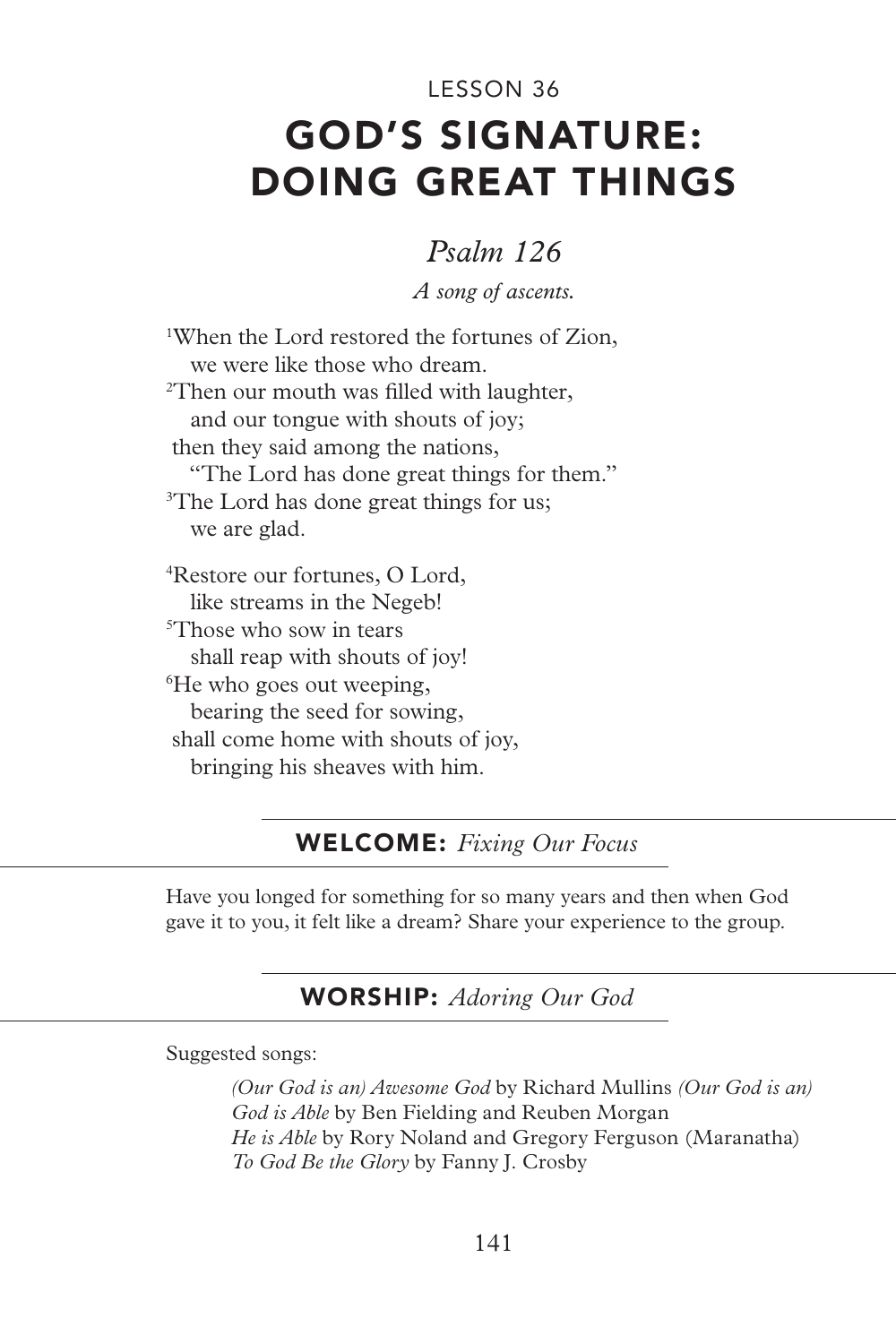LESSON 36

# GOD'S SIGNATURE: DOING GREAT THINGS

## *Psalm 126*

*A song of ascents.*

[1]When the Lord restored the fortunes of Zion,
 we were like those who dream.
[2]Then our mouth was filled with laughter,
 and our tongue with shouts of joy;
then they said among the nations,
 "The Lord has done great things for them."
[3]The Lord has done great things for us;
 we are glad.

[4]Restore our fortunes, O Lord,
 like streams in the Negeb!
[5]Those who sow in tears
 shall reap with shouts of joy!
[6]He who goes out weeping,
 bearing the seed for sowing,
shall come home with shouts of joy,
 bringing his sheaves with him.

### **WELCOME:** *Fixing Our Focus*

Have you longed for something for so many years and then when God gave it to you, it felt like a dream? Share your experience to the group.

### **WORSHIP:** *Adoring Our God*

Suggested songs:

*(Our God is an) Awesome God* by Richard Mullins *(Our God is an) God is Able* by Ben Fielding and Reuben Morgan
*He is Able* by Rory Noland and Gregory Ferguson (Maranatha)
*To God Be the Glory* by Fanny J. Crosby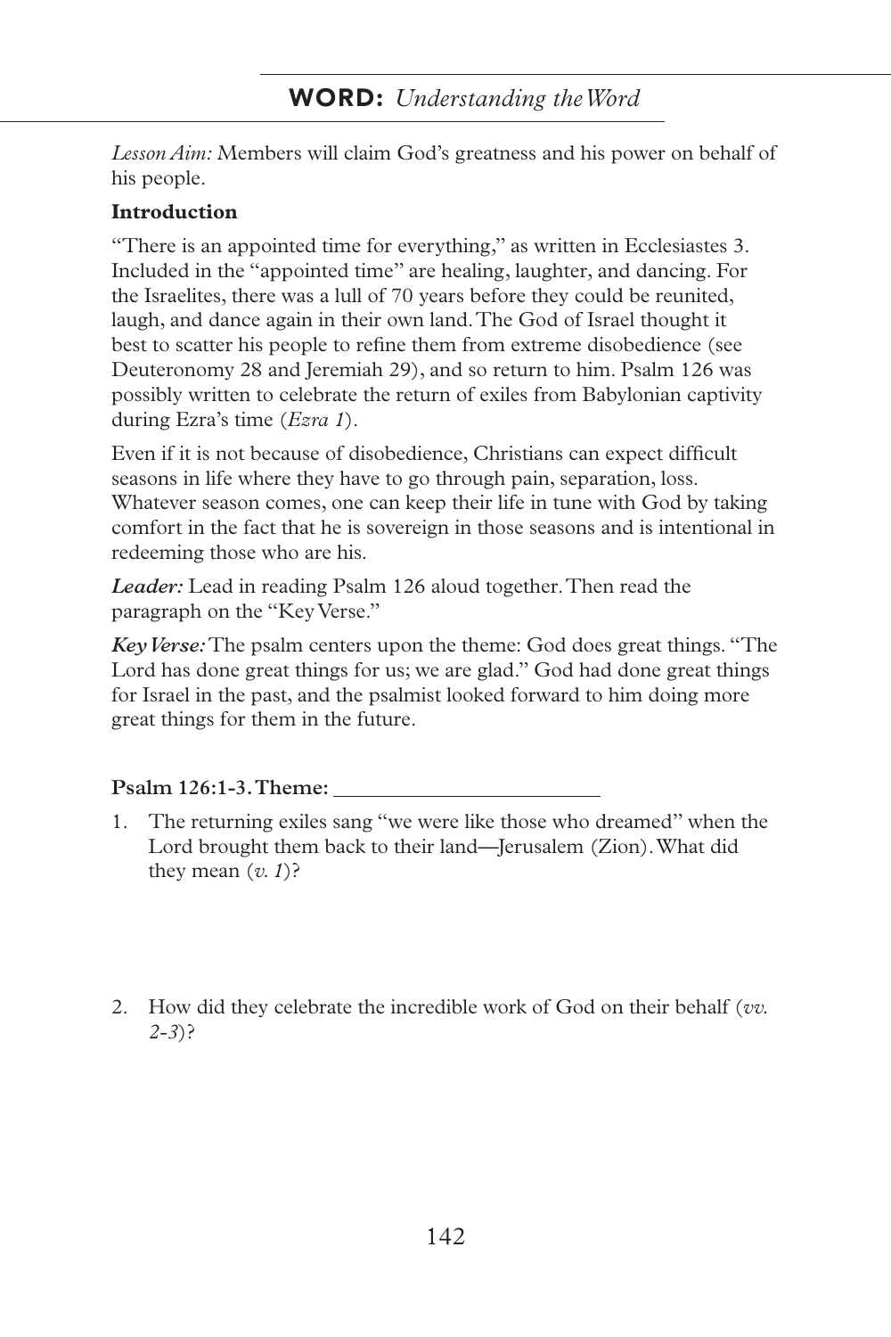## **WORD:** *Understanding the Word*

*Lesson Aim:* Members will claim God's greatness and his power on behalf of his people.

**Introduction**

"There is an appointed time for everything," as written in Ecclesiastes 3. Included in the "appointed time" are healing, laughter, and dancing. For the Israelites, there was a lull of 70 years before they could be reunited, laugh, and dance again in their own land. The God of Israel thought it best to scatter his people to refine them from extreme disobedience (see Deuteronomy 28 and Jeremiah 29), and so return to him. Psalm 126 was possibly written to celebrate the return of exiles from Babylonian captivity during Ezra's time (*Ezra 1*).

Even if it is not because of disobedience, Christians can expect difficult seasons in life where they have to go through pain, separation, loss. Whatever season comes, one can keep their life in tune with God by taking comfort in the fact that he is sovereign in those seasons and is intentional in redeeming those who are his.

***Leader:*** Lead in reading Psalm 126 aloud together. Then read the paragraph on the "Key Verse."

***Key Verse:*** The psalm centers upon the theme: God does great things. "The Lord has done great things for us; we are glad." God had done great things for Israel in the past, and the psalmist looked forward to him doing more great things for them in the future.

**Psalm 126:1-3. Theme:** ________________________

1. The returning exiles sang "we were like those who dreamed" when the Lord brought them back to their land—Jerusalem (Zion). What did they mean (*v. 1*)?

2. How did they celebrate the incredible work of God on their behalf (*vv. 2-3*)?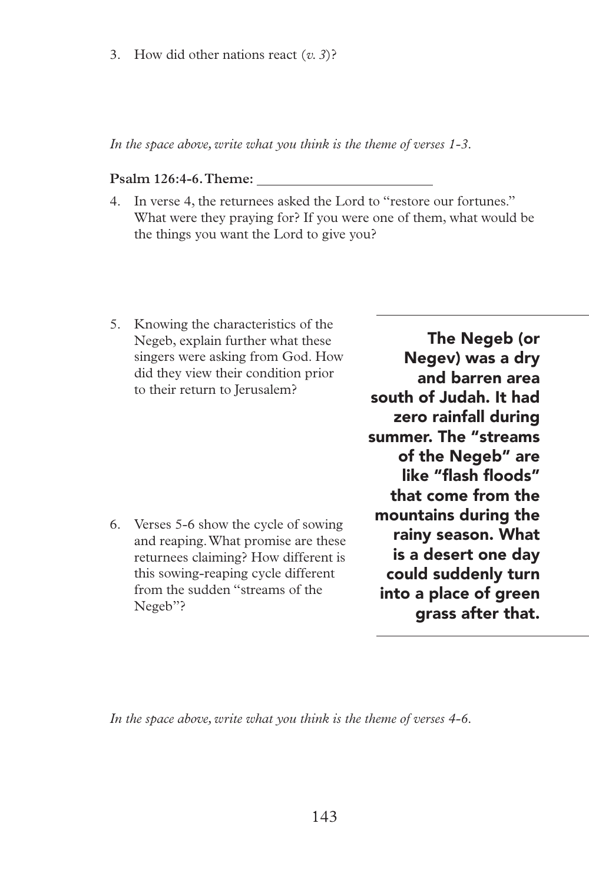3. How did other nations react (*v. 3*)?

*In the space above, write what you think is the theme of verses 1-3.*

**Psalm 126:4-6. Theme:** ________________________

4. In verse 4, the returnees asked the Lord to "restore our fortunes." What were they praying for? If you were one of them, what would be the things you want the Lord to give you?

5. Knowing the characteristics of the Negeb, explain further what these singers were asking from God. How did they view their condition prior to their return to Jerusalem?

6. Verses 5-6 show the cycle of sowing and reaping. What promise are these returnees claiming? How different is this sowing-reaping cycle different from the sudden "streams of the Negeb"?

**The Negeb (or Negev) was a dry and barren area south of Judah. It had zero rainfall during summer. The "streams of the Negeb" are like "flash floods" that come from the mountains during the rainy season. What is a desert one day could suddenly turn into a place of green grass after that.**

*In the space above, write what you think is the theme of verses 4-6.*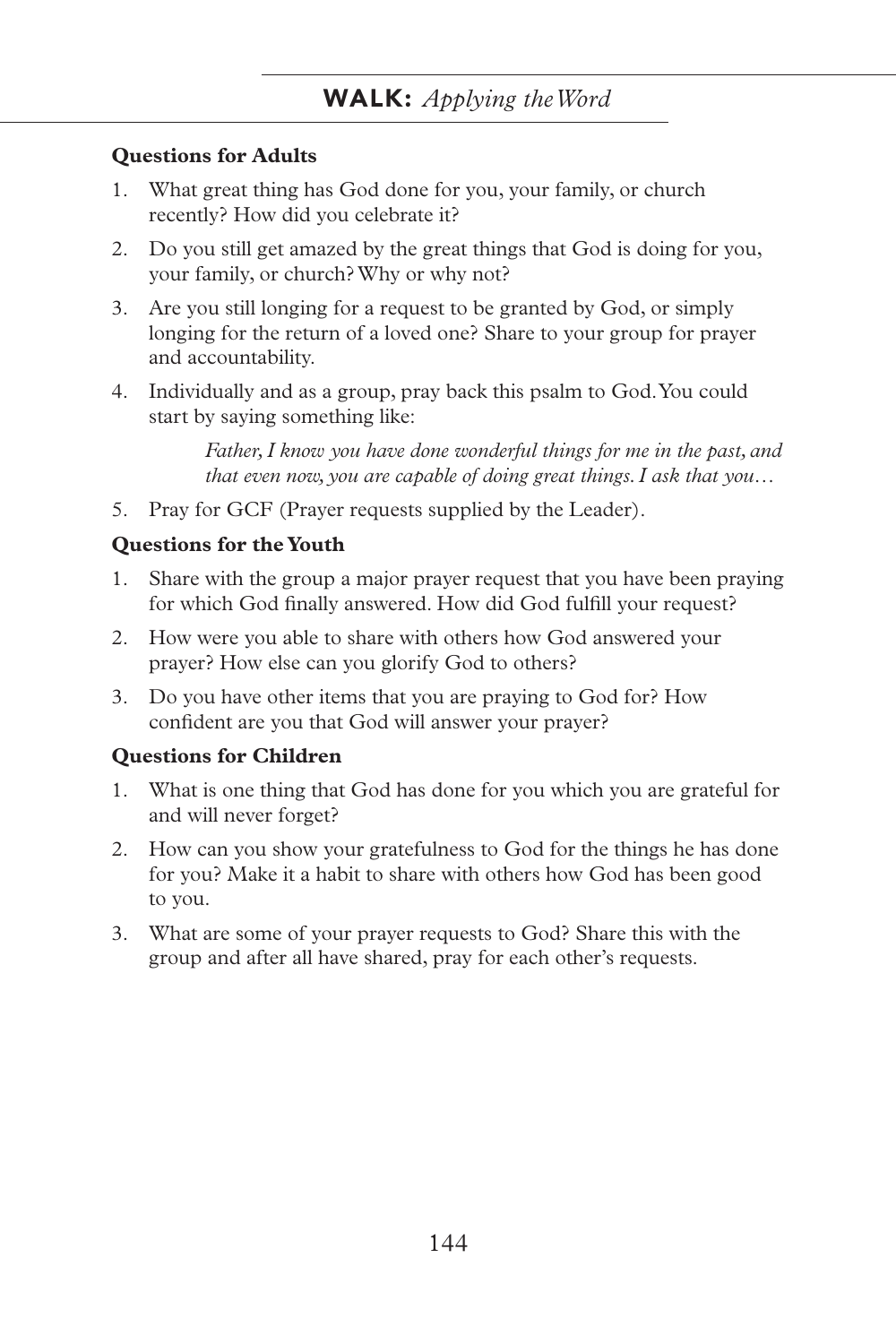## **WALK:** *Applying the Word*

**Questions for Adults**

1. What great thing has God done for you, your family, or church recently? How did you celebrate it?
2. Do you still get amazed by the great things that God is doing for you, your family, or church? Why or why not?
3. Are you still longing for a request to be granted by God, or simply longing for the return of a loved one? Share to your group for prayer and accountability.
4. Individually and as a group, pray back this psalm to God. You could start by saying something like:

   *Father, I know you have done wonderful things for me in the past, and that even now, you are capable of doing great things. I ask that you…*

5. Pray for GCF (Prayer requests supplied by the Leader).

**Questions for the Youth**

1. Share with the group a major prayer request that you have been praying for which God finally answered. How did God fulfill your request?
2. How were you able to share with others how God answered your prayer? How else can you glorify God to others?
3. Do you have other items that you are praying to God for? How confident are you that God will answer your prayer?

**Questions for Children**

1. What is one thing that God has done for you which you are grateful for and will never forget?
2. How can you show your gratefulness to God for the things he has done for you? Make it a habit to share with others how God has been good to you.
3. What are some of your prayer requests to God? Share this with the group and after all have shared, pray for each other's requests.